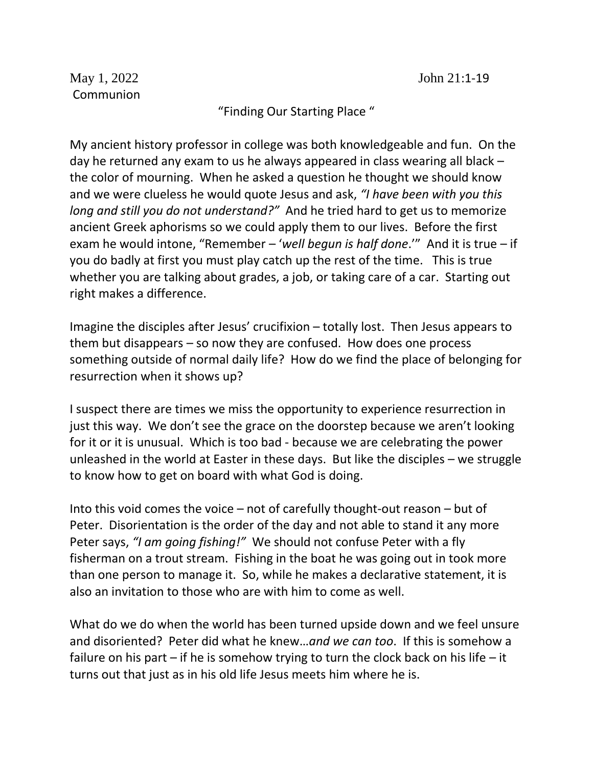May 1, 2022 John 21:1-19

Communion

"Finding Our Starting Place "

My ancient history professor in college was both knowledgeable and fun. On the day he returned any exam to us he always appeared in class wearing all black – the color of mourning. When he asked a question he thought we should know and we were clueless he would quote Jesus and ask, *"I have been with you this long and still you do not understand?"* And he tried hard to get us to memorize ancient Greek aphorisms so we could apply them to our lives. Before the first exam he would intone, "Remember – '*well begun is half done*.'" And it is true – if you do badly at first you must play catch up the rest of the time. This is true whether you are talking about grades, a job, or taking care of a car. Starting out right makes a difference.

Imagine the disciples after Jesus' crucifixion – totally lost. Then Jesus appears to them but disappears – so now they are confused. How does one process something outside of normal daily life? How do we find the place of belonging for resurrection when it shows up?

I suspect there are times we miss the opportunity to experience resurrection in just this way. We don't see the grace on the doorstep because we aren't looking for it or it is unusual. Which is too bad - because we are celebrating the power unleashed in the world at Easter in these days. But like the disciples – we struggle to know how to get on board with what God is doing.

Into this void comes the voice – not of carefully thought-out reason – but of Peter. Disorientation is the order of the day and not able to stand it any more Peter says, *"I am going fishing!"* We should not confuse Peter with a fly fisherman on a trout stream. Fishing in the boat he was going out in took more than one person to manage it. So, while he makes a declarative statement, it is also an invitation to those who are with him to come as well.

What do we do when the world has been turned upside down and we feel unsure and disoriented? Peter did what he knew…*and we can too*. If this is somehow a failure on his part – if he is somehow trying to turn the clock back on his life – it turns out that just as in his old life Jesus meets him where he is.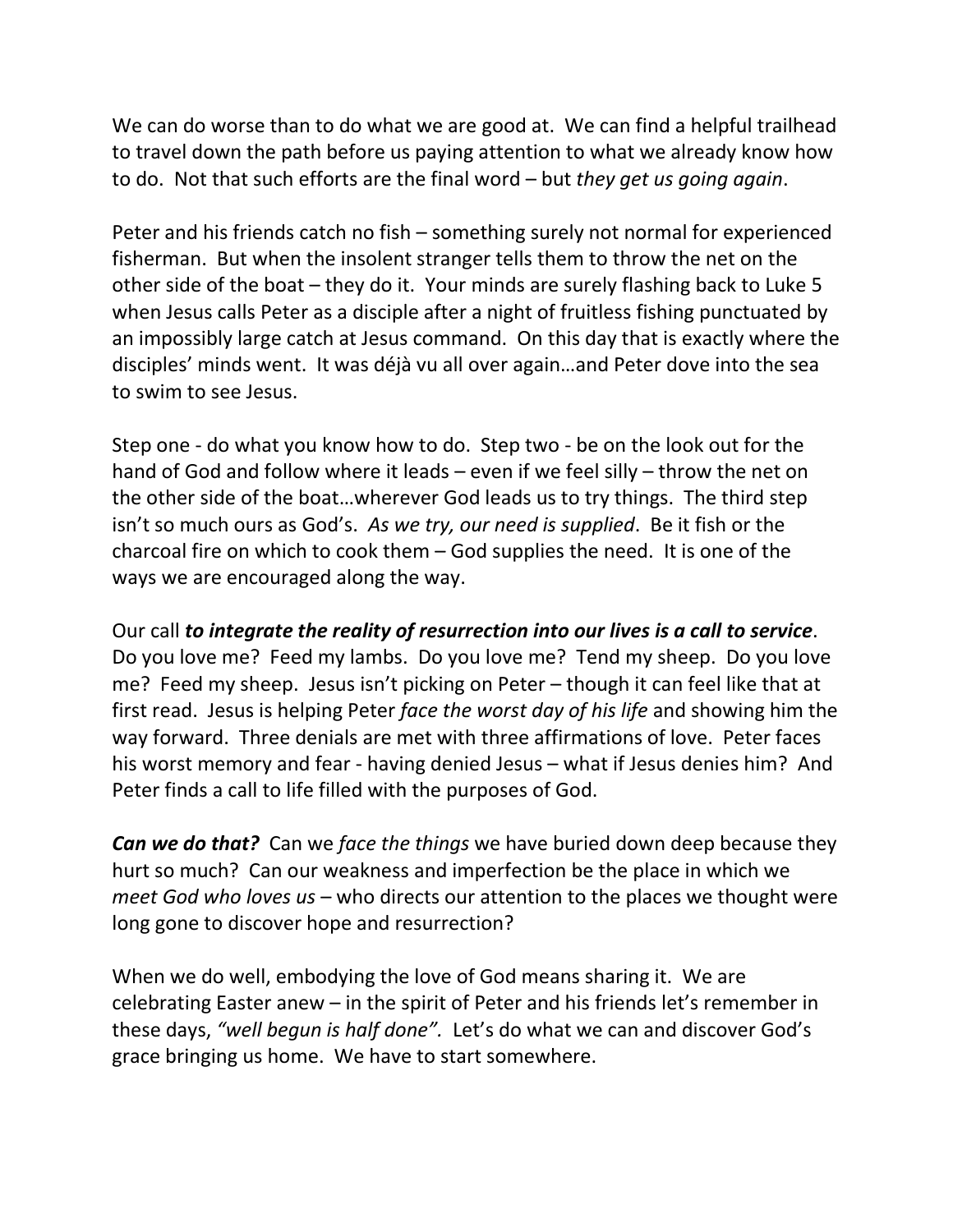We can do worse than to do what we are good at. We can find a helpful trailhead to travel down the path before us paying attention to what we already know how to do. Not that such efforts are the final word – but *they get us going again*.

Peter and his friends catch no fish – something surely not normal for experienced fisherman. But when the insolent stranger tells them to throw the net on the other side of the boat – they do it. Your minds are surely flashing back to Luke 5 when Jesus calls Peter as a disciple after a night of fruitless fishing punctuated by an impossibly large catch at Jesus command. On this day that is exactly where the disciples' minds went. It was déjà vu all over again…and Peter dove into the sea to swim to see Jesus.

Step one - do what you know how to do. Step two - be on the look out for the hand of God and follow where it leads – even if we feel silly – throw the net on the other side of the boat…wherever God leads us to try things. The third step isn't so much ours as God's. *As we try, our need is supplied*. Be it fish or the charcoal fire on which to cook them – God supplies the need. It is one of the ways we are encouraged along the way.

Our call ***to integrate the reality of resurrection into our lives is a call to service***. Do you love me? Feed my lambs. Do you love me? Tend my sheep. Do you love me? Feed my sheep. Jesus isn't picking on Peter – though it can feel like that at first read. Jesus is helping Peter *face the worst day of his life* and showing him the way forward. Three denials are met with three affirmations of love. Peter faces his worst memory and fear - having denied Jesus – what if Jesus denies him? And Peter finds a call to life filled with the purposes of God.

***Can we do that?*** Can we *face the things* we have buried down deep because they hurt so much? Can our weakness and imperfection be the place in which we *meet God who loves us* – who directs our attention to the places we thought were long gone to discover hope and resurrection?

When we do well, embodying the love of God means sharing it. We are celebrating Easter anew – in the spirit of Peter and his friends let's remember in these days, *"well begun is half done".* Let's do what we can and discover God's grace bringing us home. We have to start somewhere.